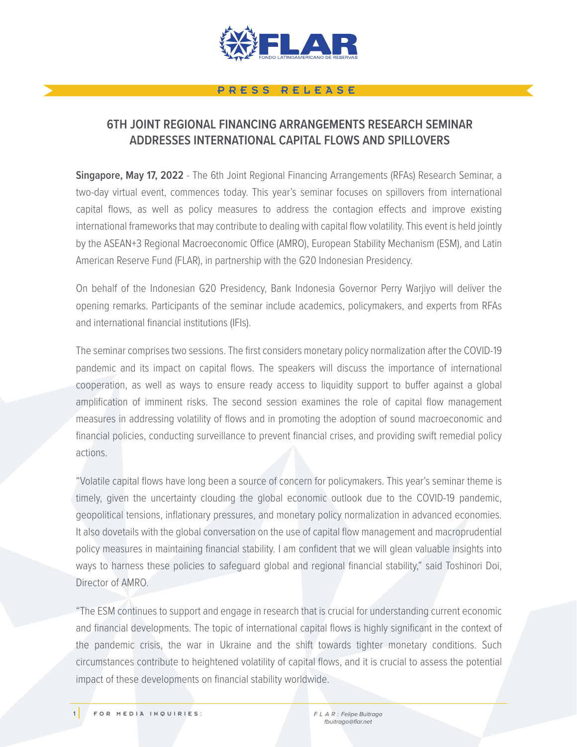PRESS RELEASE

## 6TH JOINT REGIONAL FINANCING ARRANGEMENTS RESEARCH SEMINAR ADDRESSES INTERNATIONAL CAPITAL FLOWS AND SPILLOVERS

**Singapore, May 17, 2022** - The 6th Joint Regional Financing Arrangements (RFAs) Research Seminar, a two-day virtual event, commences today. This year's seminar focuses on spillovers from international capital flows, as well as policy measures to address the contagion effects and improve existing international frameworks that may contribute to dealing with capital flow volatility. This event is held jointly by the ASEAN+3 Regional Macroeconomic Office (AMRO), European Stability Mechanism (ESM), and Latin American Reserve Fund (FLAR), in partnership with the G20 Indonesian Presidency.

On behalf of the Indonesian G20 Presidency, Bank Indonesia Governor Perry Warjiyo will deliver the opening remarks. Participants of the seminar include academics, policymakers, and experts from RFAs and international financial institutions (IFIs).

The seminar comprises two sessions. The first considers monetary policy normalization after the COVID-19 pandemic and its impact on capital flows. The speakers will discuss the importance of international cooperation, as well as ways to ensure ready access to liquidity support to buffer against a global amplification of imminent risks. The second session examines the role of capital flow management measures in addressing volatility of flows and in promoting the adoption of sound macroeconomic and financial policies, conducting surveillance to prevent financial crises, and providing swift remedial policy actions.

"Volatile capital flows have long been a source of concern for policymakers. This year's seminar theme is timely, given the uncertainty clouding the global economic outlook due to the COVID-19 pandemic, geopolitical tensions, inflationary pressures, and monetary policy normalization in advanced economies. It also dovetails with the global conversation on the use of capital flow management and macroprudential policy measures in maintaining financial stability. I am confident that we will glean valuable insights into ways to harness these policies to safeguard global and regional financial stability," said Toshinori Doi, Director of AMRO.

"The ESM continues to support and engage in research that is crucial for understanding current economic and financial developments. The topic of international capital flows is highly significant in the context of the pandemic crisis, the war in Ukraine and the shift towards tighter monetary conditions. Such circumstances contribute to heightened volatility of capital flows, and it is crucial to assess the potential impact of these developments on financial stability worldwide.

FOR MEDIA INQUIRIES: *FLAR: Felipe Buitrago fbuitrago@flar.net*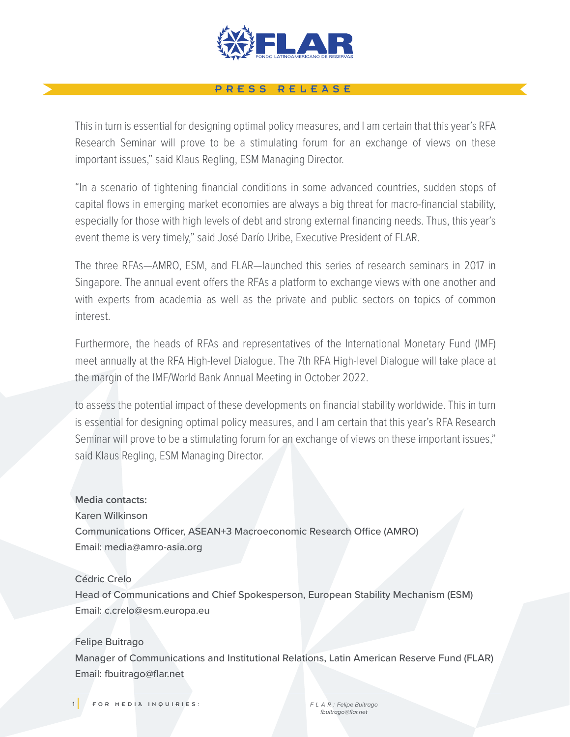This in turn is essential for designing optimal policy measures, and I am certain that this year's RFA Research Seminar will prove to be a stimulating forum for an exchange of views on these important issues," said Klaus Regling, ESM Managing Director.

"In a scenario of tightening financial conditions in some advanced countries, sudden stops of capital flows in emerging market economies are always a big threat for macro-financial stability, especially for those with high levels of debt and strong external financing needs. Thus, this year's event theme is very timely," said José Darío Uribe, Executive President of FLAR.

The three RFAs—AMRO, ESM, and FLAR—launched this series of research seminars in 2017 in Singapore. The annual event offers the RFAs a platform to exchange views with one another and with experts from academia as well as the private and public sectors on topics of common interest.

Furthermore, the heads of RFAs and representatives of the International Monetary Fund (IMF) meet annually at the RFA High-level Dialogue. The 7th RFA High-level Dialogue will take place at the margin of the IMF/World Bank Annual Meeting in October 2022.

to assess the potential impact of these developments on financial stability worldwide. This in turn is essential for designing optimal policy measures, and I am certain that this year's RFA Research Seminar will prove to be a stimulating forum for an exchange of views on these important issues," said Klaus Regling, ESM Managing Director.

**Media contacts:**
Karen Wilkinson
Communications Officer, ASEAN+3 Macroeconomic Research Office (AMRO)
Email: media@amro-asia.org

Cédric Crelo
Head of Communications and Chief Spokesperson, European Stability Mechanism (ESM)
Email: c.crelo@esm.europa.eu

Felipe Buitrago
Manager of Communications and Institutional Relations, Latin American Reserve Fund (FLAR)
Email: fbuitrago@flar.net